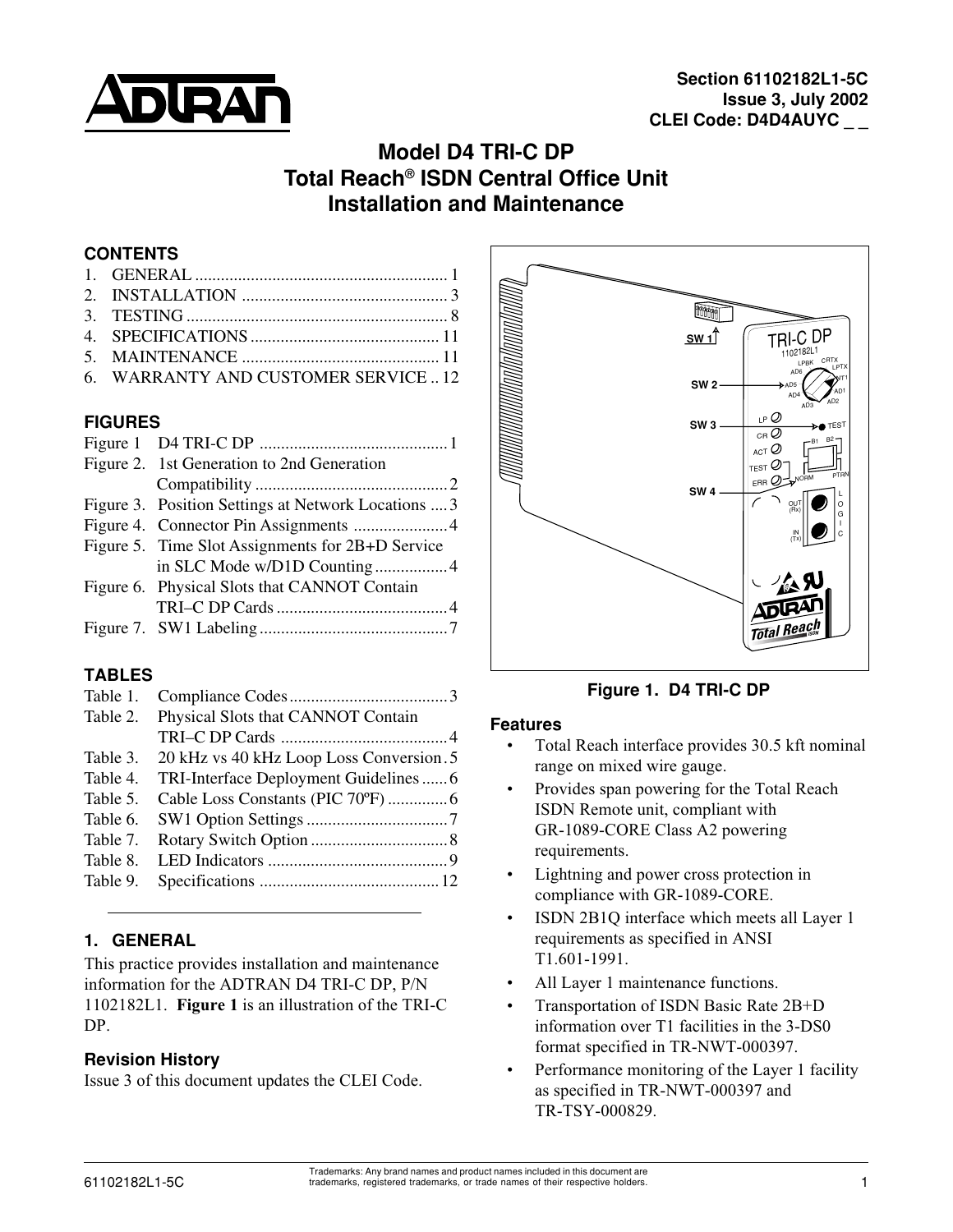Section 61102182L1-5C
Issue 3, July 2002
CLEI Code: D4D4AUYC _ _

# Model D4 TRI-C DP
# Total Reach® ISDN Central Office Unit
# Installation and Maintenance

## CONTENTS

1. GENERAL .......................................................... 1
2. INSTALLATION ................................................ 3
3. TESTING ............................................................ 8
4. SPECIFICATIONS ............................................ 11
5. MAINTENANCE .............................................. 11
6. WARRANTY AND CUSTOMER SERVICE .. 12

## FIGURES

Figure 1 D4 TRI-C DP ............................................ 1
Figure 2. 1st Generation to 2nd Generation Compatibility ............................................ 2
Figure 3. Position Settings at Network Locations .... 3
Figure 4. Connector Pin Assignments ...................... 4
Figure 5. Time Slot Assignments for 2B+D Service in SLC Mode w/D1D Counting ................. 4
Figure 6. Physical Slots that CANNOT Contain TRI–C DP Cards ........................................ 4
Figure 7. SW1 Labeling ............................................ 7

## TABLES

Table 1. Compliance Codes ..................................... 3
Table 2. Physical Slots that CANNOT Contain TRI–C DP Cards ....................................... 4
Table 3. 20 kHz vs 40 kHz Loop Loss Conversion . 5
Table 4. TRI-Interface Deployment Guidelines ...... 6
Table 5. Cable Loss Constants (PIC 70ºF) ............. 6
Table 6. SW1 Option Settings ................................. 7
Table 7. Rotary Switch Option ................................ 8
Table 8. LED Indicators .......................................... 9
Table 9. Specifications .......................................... 12

## 1. GENERAL

This practice provides installation and maintenance information for the ADTRAN D4 TRI-C DP, P/N 1102182L1. **Figure 1** is an illustration of the TRI-C DP.

### Revision History

Issue 3 of this document updates the CLEI Code.

**Figure 1. D4 TRI-C DP**

### Features

- Total Reach interface provides 30.5 kft nominal range on mixed wire gauge.
- Provides span powering for the Total Reach ISDN Remote unit, compliant with GR-1089-CORE Class A2 powering requirements.
- Lightning and power cross protection in compliance with GR-1089-CORE.
- ISDN 2B1Q interface which meets all Layer 1 requirements as specified in ANSI T1.601-1991.
- All Layer 1 maintenance functions.
- Transportation of ISDN Basic Rate 2B+D information over T1 facilities in the 3-DS0 format specified in TR-NWT-000397.
- Performance monitoring of the Layer 1 facility as specified in TR-NWT-000397 and TR-TSY-000829.

Trademarks: Any brand names and product names included in this document are trademarks, registered trademarks, or trade names of their respective holders.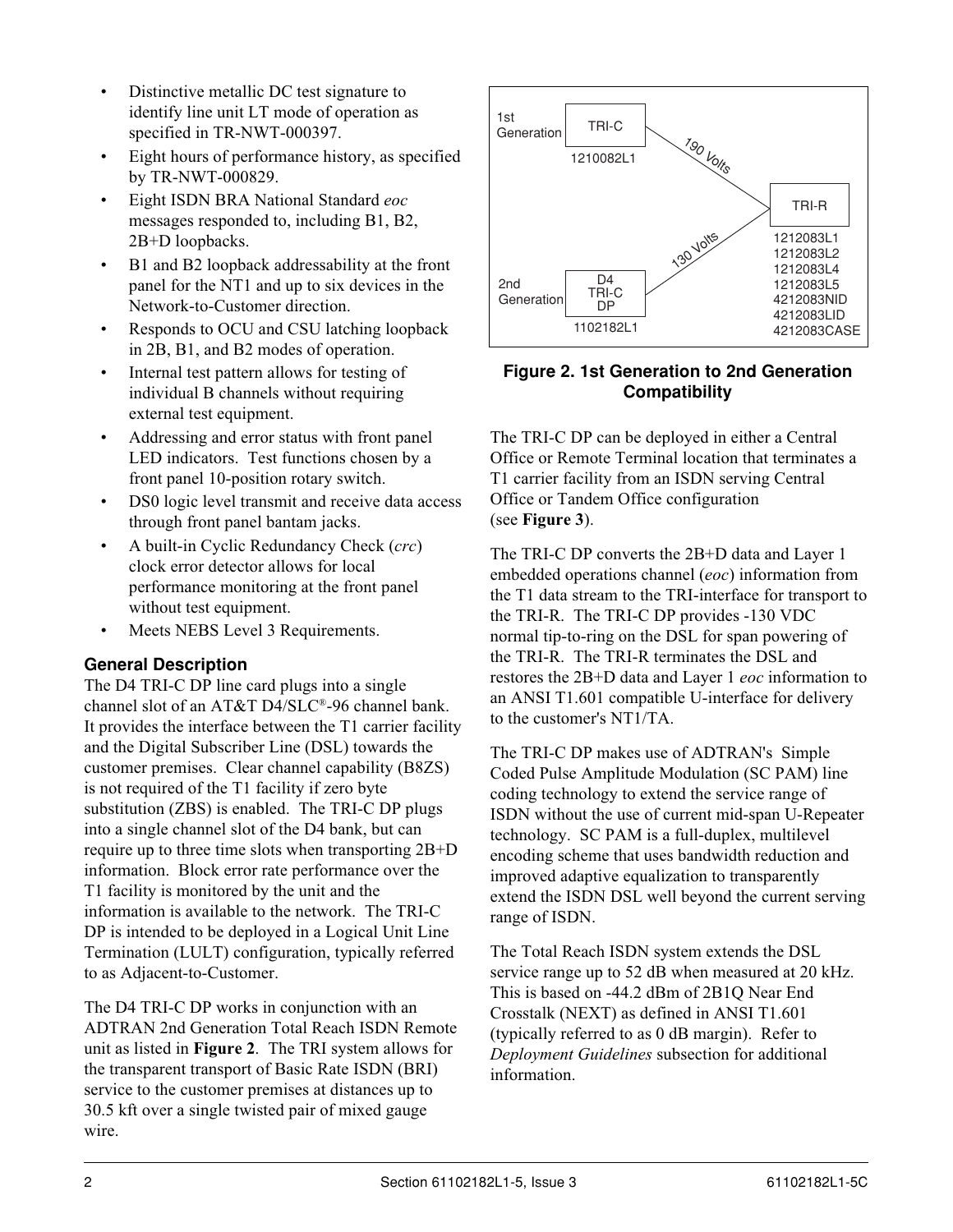- Distinctive metallic DC test signature to identify line unit LT mode of operation as specified in TR-NWT-000397.
- Eight hours of performance history, as specified by TR-NWT-000829.
- Eight ISDN BRA National Standard *eoc* messages responded to, including B1, B2, 2B+D loopbacks.
- B1 and B2 loopback addressability at the front panel for the NT1 and up to six devices in the Network-to-Customer direction.
- Responds to OCU and CSU latching loopback in 2B, B1, and B2 modes of operation.
- Internal test pattern allows for testing of individual B channels without requiring external test equipment.
- Addressing and error status with front panel LED indicators. Test functions chosen by a front panel 10-position rotary switch.
- DS0 logic level transmit and receive data access through front panel bantam jacks.
- A built-in Cyclic Redundancy Check (*crc*) clock error detector allows for local performance monitoring at the front panel without test equipment.
- Meets NEBS Level 3 Requirements.

## General Description

The D4 TRI-C DP line card plugs into a single channel slot of an AT&T D4/SLC®-96 channel bank. It provides the interface between the T1 carrier facility and the Digital Subscriber Line (DSL) towards the customer premises. Clear channel capability (B8ZS) is not required of the T1 facility if zero byte substitution (ZBS) is enabled. The TRI-C DP plugs into a single channel slot of the D4 bank, but can require up to three time slots when transporting 2B+D information. Block error rate performance over the T1 facility is monitored by the unit and the information is available to the network. The TRI-C DP is intended to be deployed in a Logical Unit Line Termination (LULT) configuration, typically referred to as Adjacent-to-Customer.

The D4 TRI-C DP works in conjunction with an ADTRAN 2nd Generation Total Reach ISDN Remote unit as listed in **Figure 2**. The TRI system allows for the transparent transport of Basic Rate ISDN (BRI) service to the customer premises at distances up to 30.5 kft over a single twisted pair of mixed gauge wire.

1st Generation: TRI-C 1210082L1 — 190 Volts → TRI-R

2nd Generation: D4 TRI-C DP 1102182L1 — 130 Volts → TRI-R

TRI-R: 1212083L1, 1212083L2, 1212083L4, 1212083L5, 4212083NID, 4212083LID, 4212083CASE

**Figure 2. 1st Generation to 2nd Generation Compatibility**

The TRI-C DP can be deployed in either a Central Office or Remote Terminal location that terminates a T1 carrier facility from an ISDN serving Central Office or Tandem Office configuration (see **Figure 3**).

The TRI-C DP converts the 2B+D data and Layer 1 embedded operations channel (*eoc*) information from the T1 data stream to the TRI-interface for transport to the TRI-R. The TRI-C DP provides -130 VDC normal tip-to-ring on the DSL for span powering of the TRI-R. The TRI-R terminates the DSL and restores the 2B+D data and Layer 1 *eoc* information to an ANSI T1.601 compatible U-interface for delivery to the customer's NT1/TA.

The TRI-C DP makes use of ADTRAN's Simple Coded Pulse Amplitude Modulation (SC PAM) line coding technology to extend the service range of ISDN without the use of current mid-span U-Repeater technology. SC PAM is a full-duplex, multilevel encoding scheme that uses bandwidth reduction and improved adaptive equalization to transparently extend the ISDN DSL well beyond the current serving range of ISDN.

The Total Reach ISDN system extends the DSL service range up to 52 dB when measured at 20 kHz. This is based on -44.2 dBm of 2B1Q Near End Crosstalk (NEXT) as defined in ANSI T1.601 (typically referred to as 0 dB margin). Refer to *Deployment Guidelines* subsection for additional information.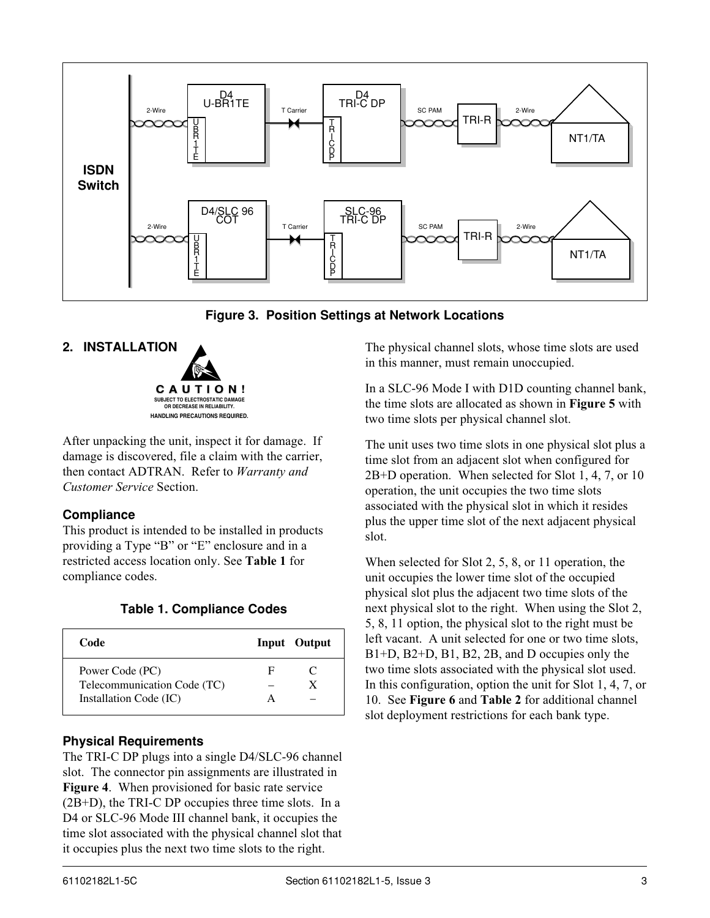Figure 3. Position Settings at Network Locations

## 2. INSTALLATION

**CAUTION!**
SUBJECT TO ELECTROSTATIC DAMAGE OR DECREASE IN RELIABILITY.
HANDLING PRECAUTIONS REQUIRED.

After unpacking the unit, inspect it for damage. If damage is discovered, file a claim with the carrier, then contact ADTRAN. Refer to *Warranty and Customer Service* Section.

### Compliance

This product is intended to be installed in products providing a Type "B" or "E" enclosure and in a restricted access location only. See **Table 1** for compliance codes.

**Table 1. Compliance Codes**

| Code | Input | Output |
|---|---|---|
| Power Code (PC) | F | C |
| Telecommunication Code (TC) | – | X |
| Installation Code (IC) | A | – |

### Physical Requirements

The TRI-C DP plugs into a single D4/SLC-96 channel slot. The connector pin assignments are illustrated in **Figure 4**. When provisioned for basic rate service (2B+D), the TRI-C DP occupies three time slots. In a D4 or SLC-96 Mode III channel bank, it occupies the time slot associated with the physical channel slot that it occupies plus the next two time slots to the right. The physical channel slots, whose time slots are used in this manner, must remain unoccupied.

In a SLC-96 Mode I with D1D counting channel bank, the time slots are allocated as shown in **Figure 5** with two time slots per physical channel slot.

The unit uses two time slots in one physical slot plus a time slot from an adjacent slot when configured for 2B+D operation. When selected for Slot 1, 4, 7, or 10 operation, the unit occupies the two time slots associated with the physical slot in which it resides plus the upper time slot of the next adjacent physical slot.

When selected for Slot 2, 5, 8, or 11 operation, the unit occupies the lower time slot of the occupied physical slot plus the adjacent two time slots of the next physical slot to the right. When using the Slot 2, 5, 8, 11 option, the physical slot to the right must be left vacant. A unit selected for one or two time slots, B1+D, B2+D, B1, B2, 2B, and D occupies only the two time slots associated with the physical slot used. In this configuration, option the unit for Slot 1, 4, 7, or 10. See **Figure 6** and **Table 2** for additional channel slot deployment restrictions for each bank type.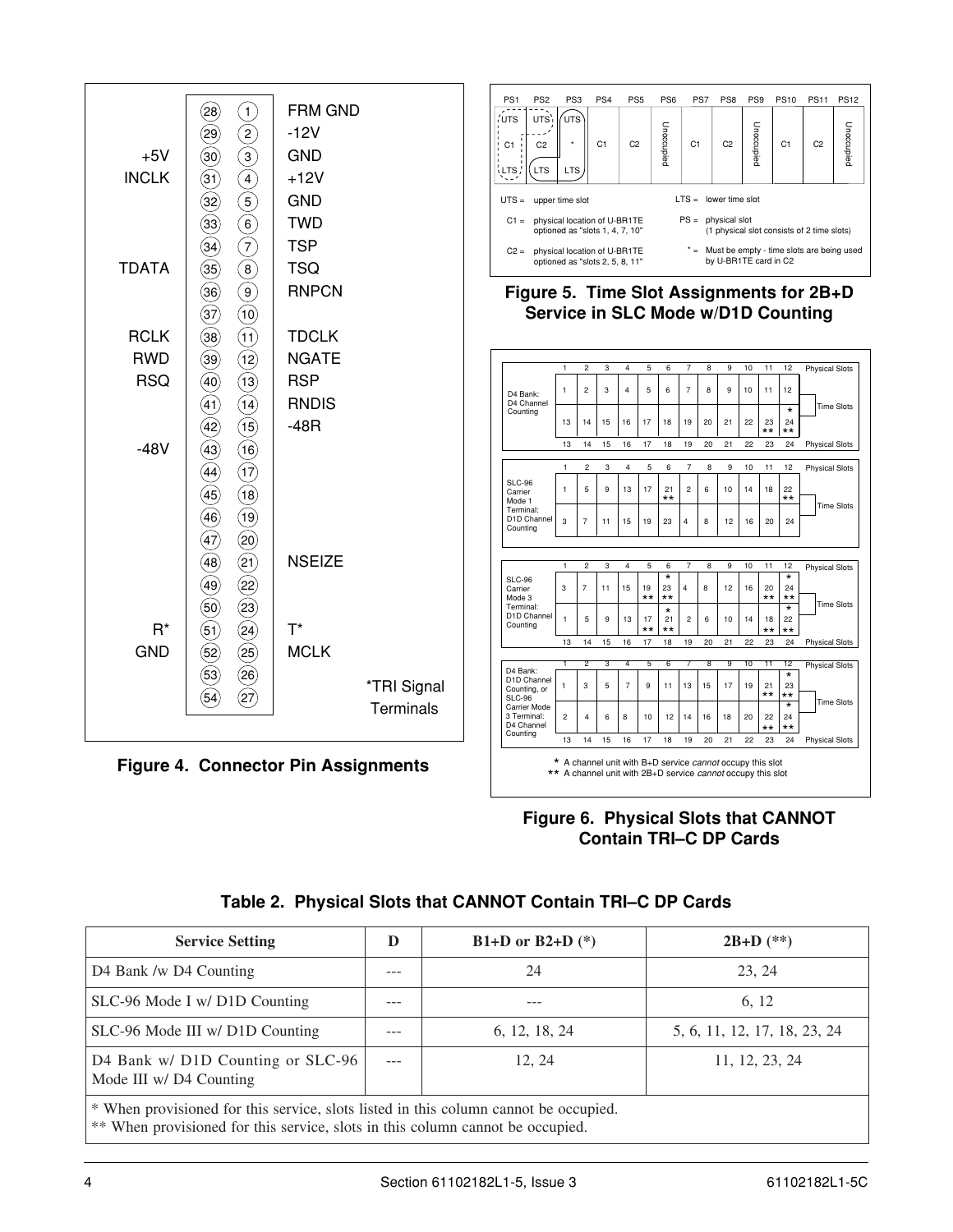| | Pin | Pin | |
|---|---|---|---|
| | 28 | 1 | FRM GND |
| | 29 | 2 | -12V |
| +5V | 30 | 3 | GND |
| INCLK | 31 | 4 | +12V |
| | 32 | 5 | GND |
| | 33 | 6 | TWD |
| | 34 | 7 | TSP |
| TDATA | 35 | 8 | TSQ |
| | 36 | 9 | RNPCN |
| | 37 | 10 | |
| RCLK | 38 | 11 | TDCLK |
| RWD | 39 | 12 | NGATE |
| RSQ | 40 | 13 | RSP |
| | 41 | 14 | RNDIS |
| | 42 | 15 | -48R |
| -48V | 43 | 16 | |
| | 44 | 17 | |
| | 45 | 18 | |
| | 46 | 19 | |
| | 47 | 20 | |
| | 48 | 21 | NSEIZE |
| | 49 | 22 | |
| | 50 | 23 | |
| R* | 51 | 24 | T* |
| GND | 52 | 25 | MCLK |
| | 53 | 26 | |
| | 54 | 27 | |

*TRI Signal Terminals

**Figure 4. Connector Pin Assignments**

| PS1 | PS2 | PS3 | PS4 | PS5 | PS6 | PS7 | PS8 | PS9 | PS10 | PS11 | PS12 |
|---|---|---|---|---|---|---|---|---|---|---|---|
| UTS / C1 / LTS | UTS / C2 / LTS | UTS / * / LTS | C1 | C2 | Unoccupied | C1 | C2 | Unoccupied | C1 | C2 | Unoccupied |

UTS = upper time slot

LTS = lower time slot

C1 = physical location of U-BR1TE optioned as "slots 1, 4, 7, 10"

PS = physical slot (1 physical slot consists of 2 time slots)

C2 = physical location of U-BR1TE optioned as "slots 2, 5, 8, 11"

* = Must be empty - time slots are being used by U-BR1TE card in C2

**Figure 5. Time Slot Assignments for 2B+D Service in SLC Mode w/D1D Counting**

**D4 Bank: D4 Channel Counting**

| Physical Slots | 1 | 2 | 3 | 4 | 5 | 6 | 7 | 8 | 9 | 10 | 11 | 12 |
|---|---|---|---|---|---|---|---|---|---|---|---|---|
| Time Slots | 1 | 2 | 3 | 4 | 5 | 6 | 7 | 8 | 9 | 10 | 11 | 12 |
| Time Slots | 13 | 14 | 15 | 16 | 17 | 18 | 19 | 20 | 21 | 22 | 23 ** | 24 * ** |
| Physical Slots | 13 | 14 | 15 | 16 | 17 | 18 | 19 | 20 | 21 | 22 | 23 | 24 |

**SLC-96 Carrier Mode 1 Terminal: D1D Channel Counting**

| Physical Slots | 1 | 2 | 3 | 4 | 5 | 6 | 7 | 8 | 9 | 10 | 11 | 12 |
|---|---|---|---|---|---|---|---|---|---|---|---|---|
| Time Slots | 1 | 5 | 9 | 13 | 17 | 21 ** | 2 | 6 | 10 | 14 | 18 | 22 ** |
| Time Slots | 3 | 7 | 11 | 15 | 19 | 23 | 4 | 8 | 12 | 16 | 20 | 24 |

**SLC-96 Carrier Mode 3 Terminal: D1D Channel Counting**

| Physical Slots | 1 | 2 | 3 | 4 | 5 | 6 | 7 | 8 | 9 | 10 | 11 | 12 |
|---|---|---|---|---|---|---|---|---|---|---|---|---|
| Time Slots | 3 | 7 | 11 | 15 | 19 ** | 23 * ** | 4 | 8 | 12 | 16 | 20 ** | 24 * ** |
| Time Slots | 1 | 5 | 9 | 13 | 17 ** | 21 * ** | 2 | 6 | 10 | 14 | 18 ** | 22 * ** |
| Physical Slots | 13 | 14 | 15 | 16 | 17 | 18 | 19 | 20 | 21 | 22 | 23 | 24 |

**D4 Bank: D1D Channel Counting, or SLC-96 Carrier Mode 3 Terminal: D4 Channel Counting**

| Physical Slots | 1 | 2 | 3 | 4 | 5 | 6 | 7 | 8 | 9 | 10 | 11 | 12 |
|---|---|---|---|---|---|---|---|---|---|---|---|---|
| Time Slots | 1 | 3 | 5 | 7 | 9 | 11 | 13 | 15 | 17 | 19 | 21 ** | 23 * ** |
| Time Slots | 2 | 4 | 6 | 8 | 10 | 12 | 14 | 16 | 18 | 20 | 22 ** | 24 * ** |
| Physical Slots | 13 | 14 | 15 | 16 | 17 | 18 | 19 | 20 | 21 | 22 | 23 | 24 |

\* A channel unit with B+D service *cannot* occupy this slot

\*\* A channel unit with 2B+D service *cannot* occupy this slot

**Figure 6. Physical Slots that CANNOT Contain TRI–C DP Cards**

**Table 2. Physical Slots that CANNOT Contain TRI–C DP Cards**

| Service Setting | D | B1+D or B2+D (*) | 2B+D (**) |
|---|---|---|---|
| D4 Bank /w D4 Counting | --- | 24 | 23, 24 |
| SLC-96 Mode I w/ D1D Counting | --- | --- | 6, 12 |
| SLC-96 Mode III w/ D1D Counting | --- | 6, 12, 18, 24 | 5, 6, 11, 12, 17, 18, 23, 24 |
| D4 Bank w/ D1D Counting or SLC-96 Mode III w/ D4 Counting | --- | 12, 24 | 11, 12, 23, 24 |

\* When provisioned for this service, slots listed in this column cannot be occupied.
\*\* When provisioned for this service, slots in this column cannot be occupied.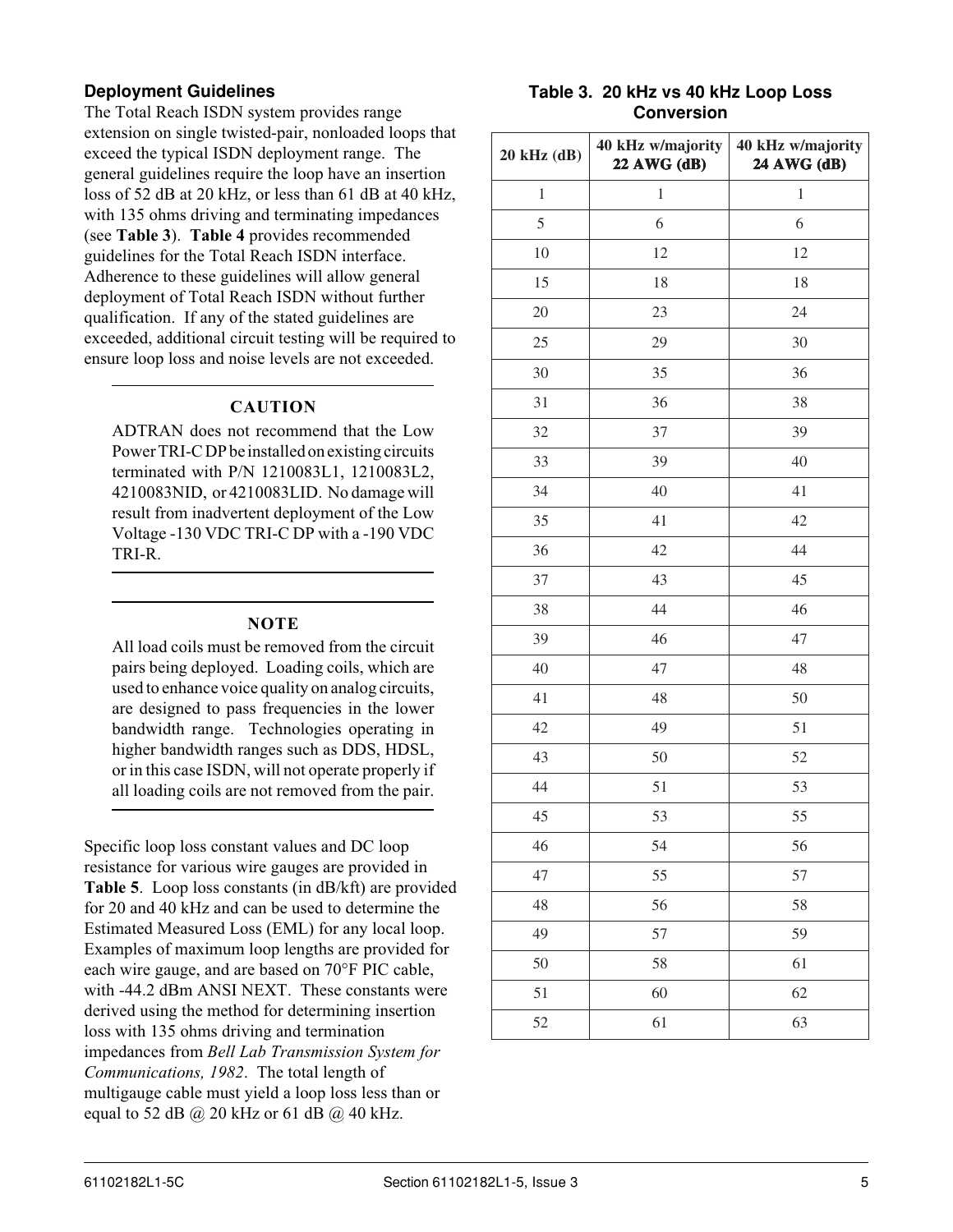### Deployment Guidelines

The Total Reach ISDN system provides range extension on single twisted-pair, nonloaded loops that exceed the typical ISDN deployment range. The general guidelines require the loop have an insertion loss of 52 dB at 20 kHz, or less than 61 dB at 40 kHz, with 135 ohms driving and terminating impedances (see **Table 3**). **Table 4** provides recommended guidelines for the Total Reach ISDN interface. Adherence to these guidelines will allow general deployment of Total Reach ISDN without further qualification. If any of the stated guidelines are exceeded, additional circuit testing will be required to ensure loop loss and noise levels are not exceeded.

---

**CAUTION**

ADTRAN does not recommend that the Low Power TRI-C DP be installed on existing circuits terminated with P/N 1210083L1, 1210083L2, 4210083NID, or 4210083LID. No damage will result from inadvertent deployment of the Low Voltage -130 VDC TRI-C DP with a -190 VDC TRI-R.

---

---

**NOTE**

All load coils must be removed from the circuit pairs being deployed. Loading coils, which are used to enhance voice quality on analog circuits, are designed to pass frequencies in the lower bandwidth range. Technologies operating in higher bandwidth ranges such as DDS, HDSL, or in this case ISDN, will not operate properly if all loading coils are not removed from the pair.

---

Specific loop loss constant values and DC loop resistance for various wire gauges are provided in **Table 5**. Loop loss constants (in dB/kft) are provided for 20 and 40 kHz and can be used to determine the Estimated Measured Loss (EML) for any local loop. Examples of maximum loop lengths are provided for each wire gauge, and are based on 70°F PIC cable, with -44.2 dBm ANSI NEXT. These constants were derived using the method for determining insertion loss with 135 ohms driving and termination impedances from *Bell Lab Transmission System for Communications, 1982*. The total length of multigauge cable must yield a loop loss less than or equal to 52 dB @ 20 kHz or 61 dB @ 40 kHz.

**Table 3. 20 kHz vs 40 kHz Loop Loss Conversion**

| 20 kHz (dB) | 40 kHz w/majority 22 AWG (dB) | 40 kHz w/majority 24 AWG (dB) |
|---|---|---|
| 1 | 1 | 1 |
| 5 | 6 | 6 |
| 10 | 12 | 12 |
| 15 | 18 | 18 |
| 20 | 23 | 24 |
| 25 | 29 | 30 |
| 30 | 35 | 36 |
| 31 | 36 | 38 |
| 32 | 37 | 39 |
| 33 | 39 | 40 |
| 34 | 40 | 41 |
| 35 | 41 | 42 |
| 36 | 42 | 44 |
| 37 | 43 | 45 |
| 38 | 44 | 46 |
| 39 | 46 | 47 |
| 40 | 47 | 48 |
| 41 | 48 | 50 |
| 42 | 49 | 51 |
| 43 | 50 | 52 |
| 44 | 51 | 53 |
| 45 | 53 | 55 |
| 46 | 54 | 56 |
| 47 | 55 | 57 |
| 48 | 56 | 58 |
| 49 | 57 | 59 |
| 50 | 58 | 61 |
| 51 | 60 | 62 |
| 52 | 61 | 63 |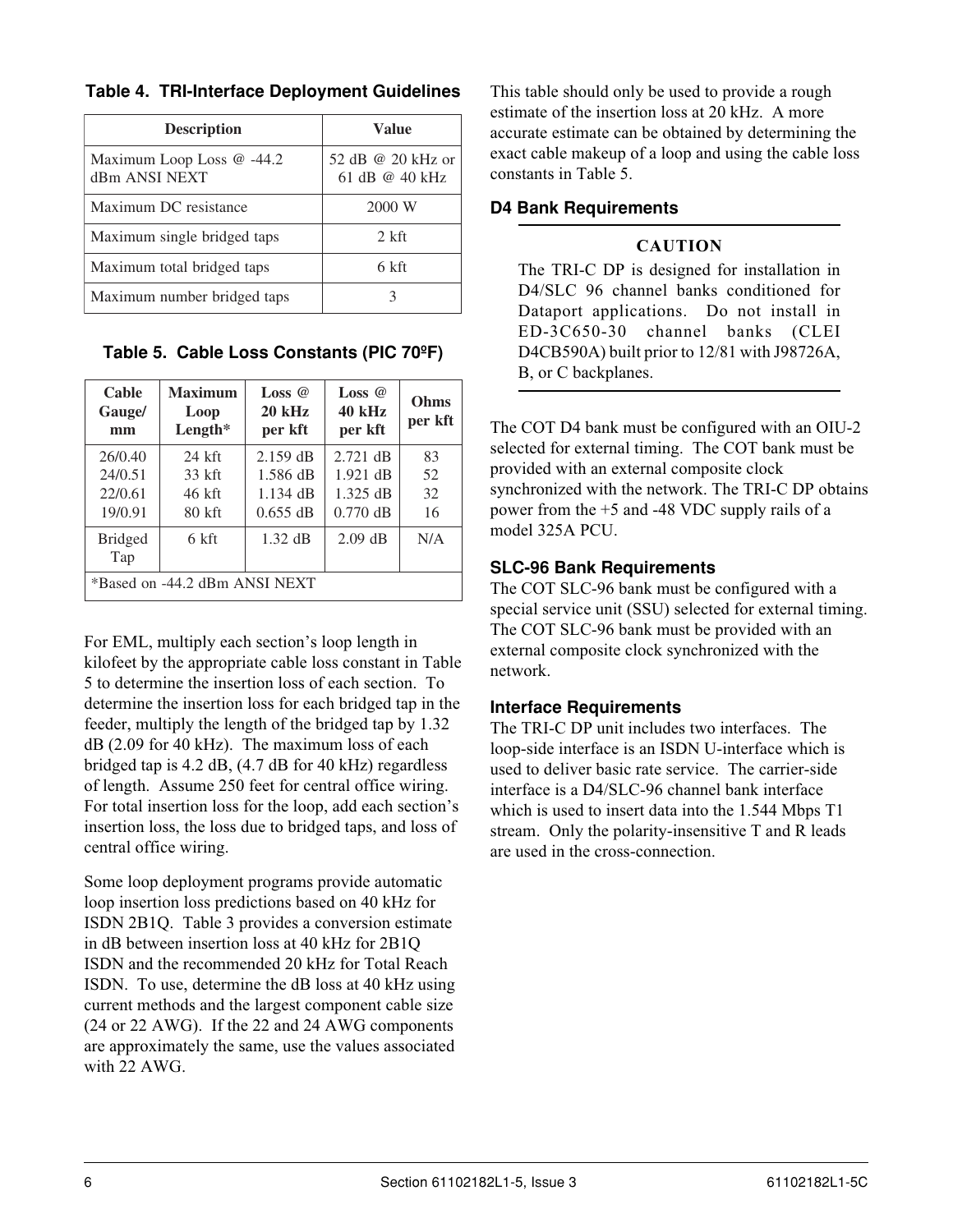**Table 4. TRI-Interface Deployment Guidelines**

| Description | Value |
|---|---|
| Maximum Loop Loss @ -44.2 dBm ANSI NEXT | 52 dB @ 20 kHz or 61 dB @ 40 kHz |
| Maximum DC resistance | 2000 W |
| Maximum single bridged taps | 2 kft |
| Maximum total bridged taps | 6 kft |
| Maximum number bridged taps | 3 |

**Table 5. Cable Loss Constants (PIC 70ºF)**

| Cable Gauge/ mm | Maximum Loop Length* | Loss @ 20 kHz per kft | Loss @ 40 kHz per kft | Ohms per kft |
|---|---|---|---|---|
| 26/0.40 | 24 kft | 2.159 dB | 2.721 dB | 83 |
| 24/0.51 | 33 kft | 1.586 dB | 1.921 dB | 52 |
| 22/0.61 | 46 kft | 1.134 dB | 1.325 dB | 32 |
| 19/0.91 | 80 kft | 0.655 dB | 0.770 dB | 16 |
| Bridged Tap | 6 kft | 1.32 dB | 2.09 dB | N/A |
| *Based on -44.2 dBm ANSI NEXT | | | | |

For EML, multiply each section's loop length in kilofeet by the appropriate cable loss constant in Table 5 to determine the insertion loss of each section. To determine the insertion loss for each bridged tap in the feeder, multiply the length of the bridged tap by 1.32 dB (2.09 for 40 kHz). The maximum loss of each bridged tap is 4.2 dB, (4.7 dB for 40 kHz) regardless of length. Assume 250 feet for central office wiring. For total insertion loss for the loop, add each section's insertion loss, the loss due to bridged taps, and loss of central office wiring.

Some loop deployment programs provide automatic loop insertion loss predictions based on 40 kHz for ISDN 2B1Q. Table 3 provides a conversion estimate in dB between insertion loss at 40 kHz for 2B1Q ISDN and the recommended 20 kHz for Total Reach ISDN. To use, determine the dB loss at 40 kHz using current methods and the largest component cable size (24 or 22 AWG). If the 22 and 24 AWG components are approximately the same, use the values associated with 22 AWG.

This table should only be used to provide a rough estimate of the insertion loss at 20 kHz. A more accurate estimate can be obtained by determining the exact cable makeup of a loop and using the cable loss constants in Table 5.

## D4 Bank Requirements

**CAUTION**

The TRI-C DP is designed for installation in D4/SLC 96 channel banks conditioned for Dataport applications. Do not install in ED-3C650-30 channel banks (CLEI D4CB590A) built prior to 12/81 with J98726A, B, or C backplanes.

The COT D4 bank must be configured with an OIU-2 selected for external timing. The COT bank must be provided with an external composite clock synchronized with the network. The TRI-C DP obtains power from the +5 and -48 VDC supply rails of a model 325A PCU.

## SLC-96 Bank Requirements

The COT SLC-96 bank must be configured with a special service unit (SSU) selected for external timing. The COT SLC-96 bank must be provided with an external composite clock synchronized with the network.

## Interface Requirements

The TRI-C DP unit includes two interfaces. The loop-side interface is an ISDN U-interface which is used to deliver basic rate service. The carrier-side interface is a D4/SLC-96 channel bank interface which is used to insert data into the 1.544 Mbps T1 stream. Only the polarity-insensitive T and R leads are used in the cross-connection.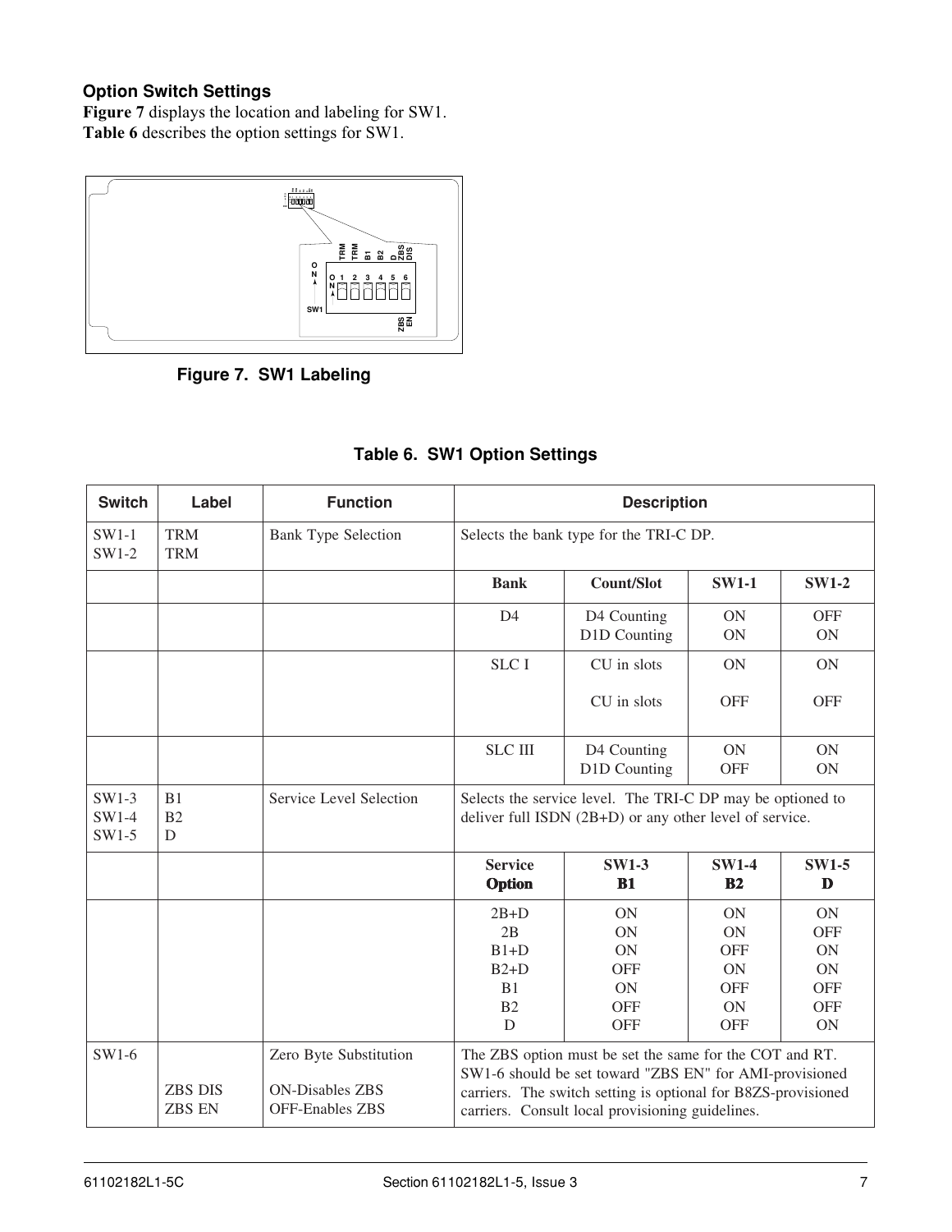### Option Switch Settings

**Figure 7** displays the location and labeling for SW1.
**Table 6** describes the option settings for SW1.

**Figure 7. SW1 Labeling**

**Table 6. SW1 Option Settings**

| Switch | Label | Function | Description | | | |
|---|---|---|---|---|---|---|
| SW1-1<br>SW1-2 | TRM<br>TRM | Bank Type Selection | Selects the bank type for the TRI-C DP. | | | |
| | | | **Bank** | **Count/Slot** | **SW1-1** | **SW1-2** |
| | | | D4 | D4 Counting<br>D1D Counting | ON<br>ON | OFF<br>ON |
| | | | SLC I | CU in slots<br><br>CU in slots | ON<br><br>OFF | ON<br><br>OFF |
| | | | SLC III | D4 Counting<br>D1D Counting | ON<br>OFF | ON<br>ON |
| SW1-3<br>SW1-4<br>SW1-5 | B1<br>B2<br>D | Service Level Selection | Selects the service level. The TRI-C DP may be optioned to deliver full ISDN (2B+D) or any other level of service. | | | |
| | | | **Service Option** | **SW1-3 B1** | **SW1-4 B2** | **SW1-5 D** |
| | | | 2B+D<br>2B<br>B1+D<br>B2+D<br>B1<br>B2<br>D | ON<br>ON<br>ON<br>OFF<br>ON<br>OFF<br>OFF | ON<br>ON<br>OFF<br>ON<br>OFF<br>ON<br>OFF | ON<br>OFF<br>ON<br>ON<br>OFF<br>OFF<br>ON |
| SW1-6 | <br>ZBS DIS<br>ZBS EN | Zero Byte Substitution<br><br>ON-Disables ZBS<br>OFF-Enables ZBS | The ZBS option must be set the same for the COT and RT. SW1-6 should be set toward "ZBS EN" for AMI-provisioned carriers. The switch setting is optional for B8ZS-provisioned carriers. Consult local provisioning guidelines. | | | |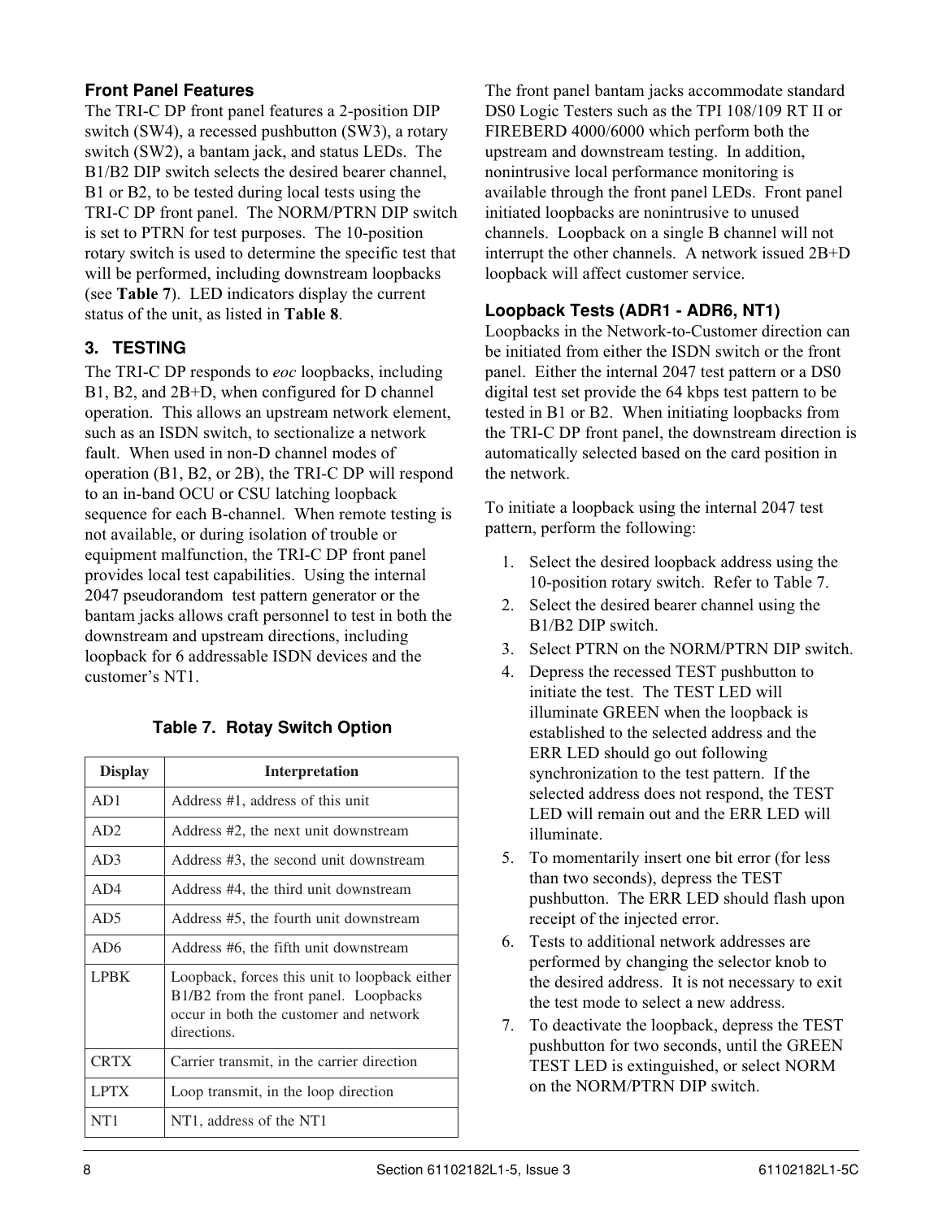### Front Panel Features

The TRI-C DP front panel features a 2-position DIP switch (SW4), a recessed pushbutton (SW3), a rotary switch (SW2), a bantam jack, and status LEDs. The B1/B2 DIP switch selects the desired bearer channel, B1 or B2, to be tested during local tests using the TRI-C DP front panel. The NORM/PTRN DIP switch is set to PTRN for test purposes. The 10-position rotary switch is used to determine the specific test that will be performed, including downstream loopbacks (see **Table 7**). LED indicators display the current status of the unit, as listed in **Table 8**.

## 3. TESTING

The TRI-C DP responds to *eoc* loopbacks, including B1, B2, and 2B+D, when configured for D channel operation. This allows an upstream network element, such as an ISDN switch, to sectionalize a network fault. When used in non-D channel modes of operation (B1, B2, or 2B), the TRI-C DP will respond to an in-band OCU or CSU latching loopback sequence for each B-channel. When remote testing is not available, or during isolation of trouble or equipment malfunction, the TRI-C DP front panel provides local test capabilities. Using the internal 2047 pseudorandom test pattern generator or the bantam jacks allows craft personnel to test in both the downstream and upstream directions, including loopback for 6 addressable ISDN devices and the customer's NT1.

**Table 7. Rotay Switch Option**

| Display | Interpretation |
|---|---|
| AD1 | Address #1, address of this unit |
| AD2 | Address #2, the next unit downstream |
| AD3 | Address #3, the second unit downstream |
| AD4 | Address #4, the third unit downstream |
| AD5 | Address #5, the fourth unit downstream |
| AD6 | Address #6, the fifth unit downstream |
| LPBK | Loopback, forces this unit to loopback either B1/B2 from the front panel. Loopbacks occur in both the customer and network directions. |
| CRTX | Carrier transmit, in the carrier direction |
| LPTX | Loop transmit, in the loop direction |
| NT1 | NT1, address of the NT1 |

The front panel bantam jacks accommodate standard DS0 Logic Testers such as the TPI 108/109 RT II or FIREBERD 4000/6000 which perform both the upstream and downstream testing. In addition, nonintrusive local performance monitoring is available through the front panel LEDs. Front panel initiated loopbacks are nonintrusive to unused channels. Loopback on a single B channel will not interrupt the other channels. A network issued 2B+D loopback will affect customer service.

### Loopback Tests (ADR1 - ADR6, NT1)

Loopbacks in the Network-to-Customer direction can be initiated from either the ISDN switch or the front panel. Either the internal 2047 test pattern or a DS0 digital test set provide the 64 kbps test pattern to be tested in B1 or B2. When initiating loopbacks from the TRI-C DP front panel, the downstream direction is automatically selected based on the card position in the network.

To initiate a loopback using the internal 2047 test pattern, perform the following:

1. Select the desired loopback address using the 10-position rotary switch. Refer to Table 7.
2. Select the desired bearer channel using the B1/B2 DIP switch.
3. Select PTRN on the NORM/PTRN DIP switch.
4. Depress the recessed TEST pushbutton to initiate the test. The TEST LED will illuminate GREEN when the loopback is established to the selected address and the ERR LED should go out following synchronization to the test pattern. If the selected address does not respond, the TEST LED will remain out and the ERR LED will illuminate.
5. To momentarily insert one bit error (for less than two seconds), depress the TEST pushbutton. The ERR LED should flash upon receipt of the injected error.
6. Tests to additional network addresses are performed by changing the selector knob to the desired address. It is not necessary to exit the test mode to select a new address.
7. To deactivate the loopback, depress the TEST pushbutton for two seconds, until the GREEN TEST LED is extinguished, or select NORM on the NORM/PTRN DIP switch.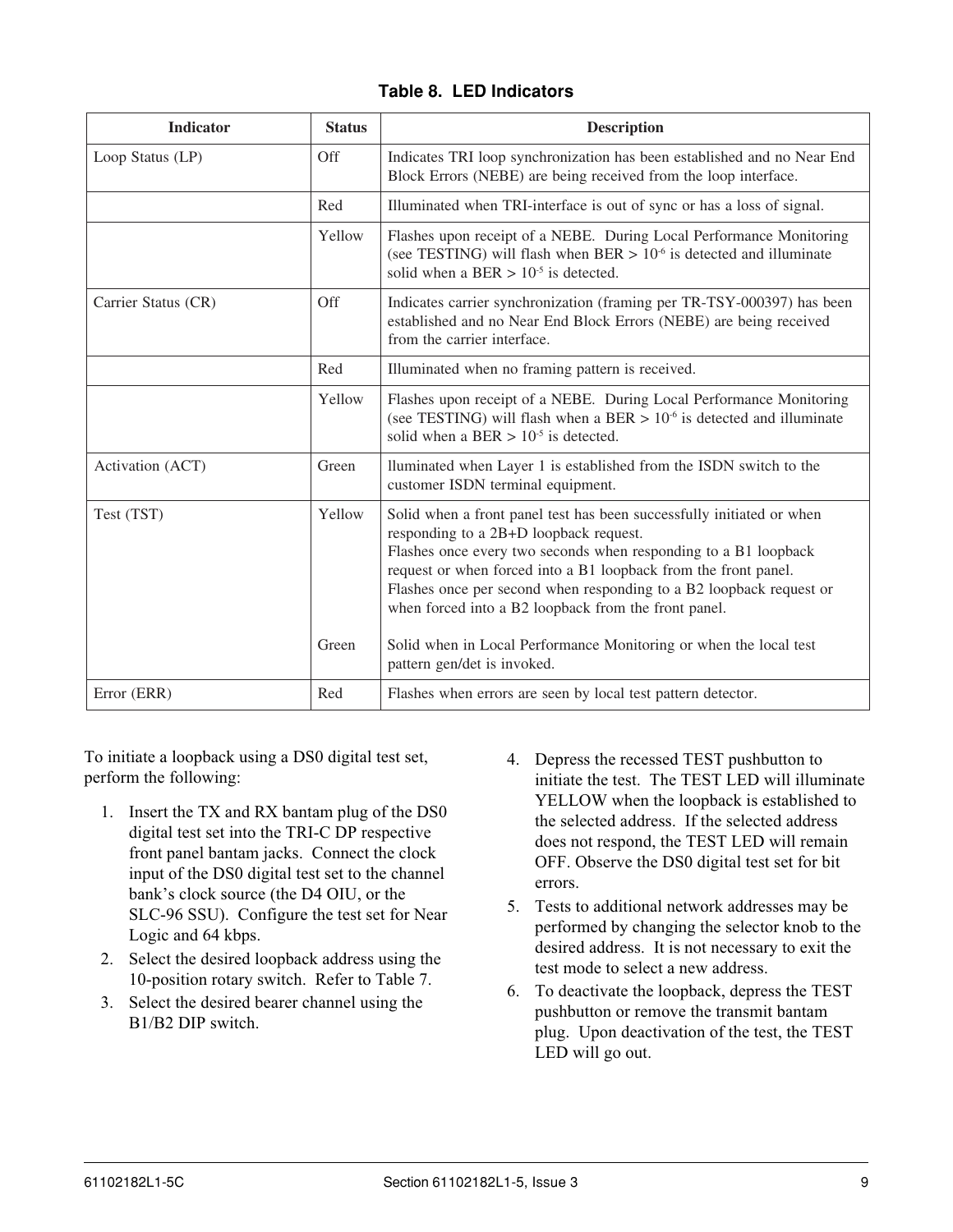**Table 8. LED Indicators**

| Indicator | Status | Description |
|---|---|---|
| Loop Status (LP) | Off | Indicates TRI loop synchronization has been established and no Near End Block Errors (NEBE) are being received from the loop interface. |
| | Red | Illuminated when TRI-interface is out of sync or has a loss of signal. |
| | Yellow | Flashes upon receipt of a NEBE. During Local Performance Monitoring (see TESTING) will flash when BER > $10^{-6}$ is detected and illuminate solid when a BER > $10^{-5}$ is detected. |
| Carrier Status (CR) | Off | Indicates carrier synchronization (framing per TR-TSY-000397) has been established and no Near End Block Errors (NEBE) are being received from the carrier interface. |
| | Red | Illuminated when no framing pattern is received. |
| | Yellow | Flashes upon receipt of a NEBE. During Local Performance Monitoring (see TESTING) will flash when a BER > $10^{-6}$ is detected and illuminate solid when a BER > $10^{-5}$ is detected. |
| Activation (ACT) | Green | lluminated when Layer 1 is established from the ISDN switch to the customer ISDN terminal equipment. |
| Test (TST) | Yellow | Solid when a front panel test has been successfully initiated or when responding to a 2B+D loopback request. Flashes once every two seconds when responding to a B1 loopback request or when forced into a B1 loopback from the front panel. Flashes once per second when responding to a B2 loopback request or when forced into a B2 loopback from the front panel. |
| | Green | Solid when in Local Performance Monitoring or when the local test pattern gen/det is invoked. |
| Error (ERR) | Red | Flashes when errors are seen by local test pattern detector. |

To initiate a loopback using a DS0 digital test set, perform the following:

1. Insert the TX and RX bantam plug of the DS0 digital test set into the TRI-C DP respective front panel bantam jacks. Connect the clock input of the DS0 digital test set to the channel bank's clock source (the D4 OIU, or the SLC-96 SSU). Configure the test set for Near Logic and 64 kbps.
2. Select the desired loopback address using the 10-position rotary switch. Refer to Table 7.
3. Select the desired bearer channel using the B1/B2 DIP switch.
4. Depress the recessed TEST pushbutton to initiate the test. The TEST LED will illuminate YELLOW when the loopback is established to the selected address. If the selected address does not respond, the TEST LED will remain OFF. Observe the DS0 digital test set for bit errors.
5. Tests to additional network addresses may be performed by changing the selector knob to the desired address. It is not necessary to exit the test mode to select a new address.
6. To deactivate the loopback, depress the TEST pushbutton or remove the transmit bantam plug. Upon deactivation of the test, the TEST LED will go out.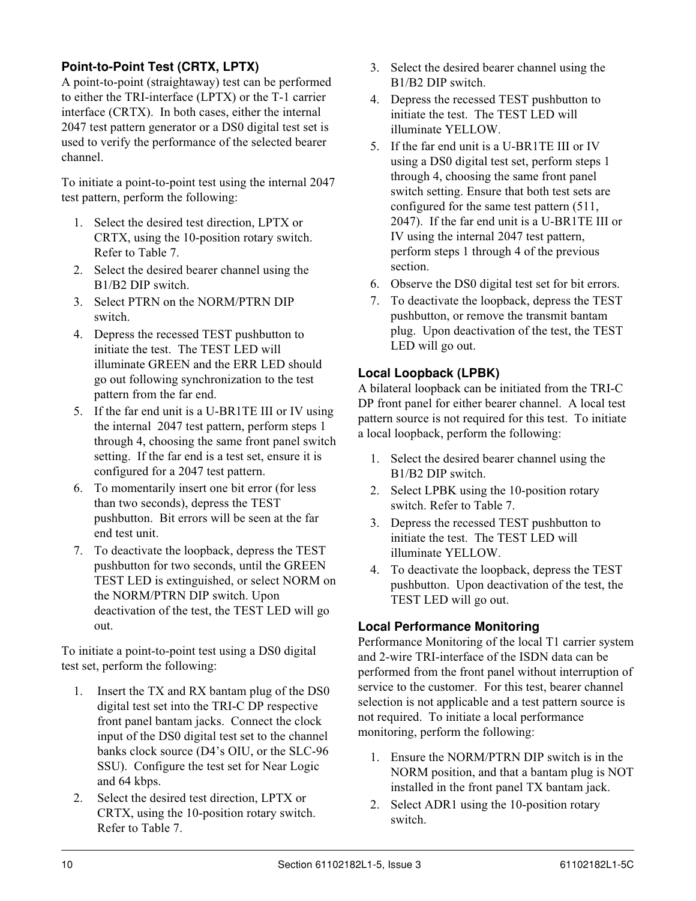### Point-to-Point Test (CRTX, LPTX)

A point-to-point (straightaway) test can be performed to either the TRI-interface (LPTX) or the T-1 carrier interface (CRTX). In both cases, either the internal 2047 test pattern generator or a DS0 digital test set is used to verify the performance of the selected bearer channel.

To initiate a point-to-point test using the internal 2047 test pattern, perform the following:

1. Select the desired test direction, LPTX or CRTX, using the 10-position rotary switch. Refer to Table 7.
2. Select the desired bearer channel using the B1/B2 DIP switch.
3. Select PTRN on the NORM/PTRN DIP switch.
4. Depress the recessed TEST pushbutton to initiate the test. The TEST LED will illuminate GREEN and the ERR LED should go out following synchronization to the test pattern from the far end.
5. If the far end unit is a U-BR1TE III or IV using the internal 2047 test pattern, perform steps 1 through 4, choosing the same front panel switch setting. If the far end is a test set, ensure it is configured for a 2047 test pattern.
6. To momentarily insert one bit error (for less than two seconds), depress the TEST pushbutton. Bit errors will be seen at the far end test unit.
7. To deactivate the loopback, depress the TEST pushbutton for two seconds, until the GREEN TEST LED is extinguished, or select NORM on the NORM/PTRN DIP switch. Upon deactivation of the test, the TEST LED will go out.

To initiate a point-to-point test using a DS0 digital test set, perform the following:

1. Insert the TX and RX bantam plug of the DS0 digital test set into the TRI-C DP respective front panel bantam jacks. Connect the clock input of the DS0 digital test set to the channel banks clock source (D4's OIU, or the SLC-96 SSU). Configure the test set for Near Logic and 64 kbps.
2. Select the desired test direction, LPTX or CRTX, using the 10-position rotary switch. Refer to Table 7.
3. Select the desired bearer channel using the B1/B2 DIP switch.
4. Depress the recessed TEST pushbutton to initiate the test. The TEST LED will illuminate YELLOW.
5. If the far end unit is a U-BR1TE III or IV using a DS0 digital test set, perform steps 1 through 4, choosing the same front panel switch setting. Ensure that both test sets are configured for the same test pattern (511, 2047). If the far end unit is a U-BR1TE III or IV using the internal 2047 test pattern, perform steps 1 through 4 of the previous section.
6. Observe the DS0 digital test set for bit errors.
7. To deactivate the loopback, depress the TEST pushbutton, or remove the transmit bantam plug. Upon deactivation of the test, the TEST LED will go out.

### Local Loopback (LPBK)

A bilateral loopback can be initiated from the TRI-C DP front panel for either bearer channel. A local test pattern source is not required for this test. To initiate a local loopback, perform the following:

1. Select the desired bearer channel using the B1/B2 DIP switch.
2. Select LPBK using the 10-position rotary switch. Refer to Table 7.
3. Depress the recessed TEST pushbutton to initiate the test. The TEST LED will illuminate YELLOW.
4. To deactivate the loopback, depress the TEST pushbutton. Upon deactivation of the test, the TEST LED will go out.

### Local Performance Monitoring

Performance Monitoring of the local T1 carrier system and 2-wire TRI-interface of the ISDN data can be performed from the front panel without interruption of service to the customer. For this test, bearer channel selection is not applicable and a test pattern source is not required. To initiate a local performance monitoring, perform the following:

1. Ensure the NORM/PTRN DIP switch is in the NORM position, and that a bantam plug is NOT installed in the front panel TX bantam jack.
2. Select ADR1 using the 10-position rotary switch.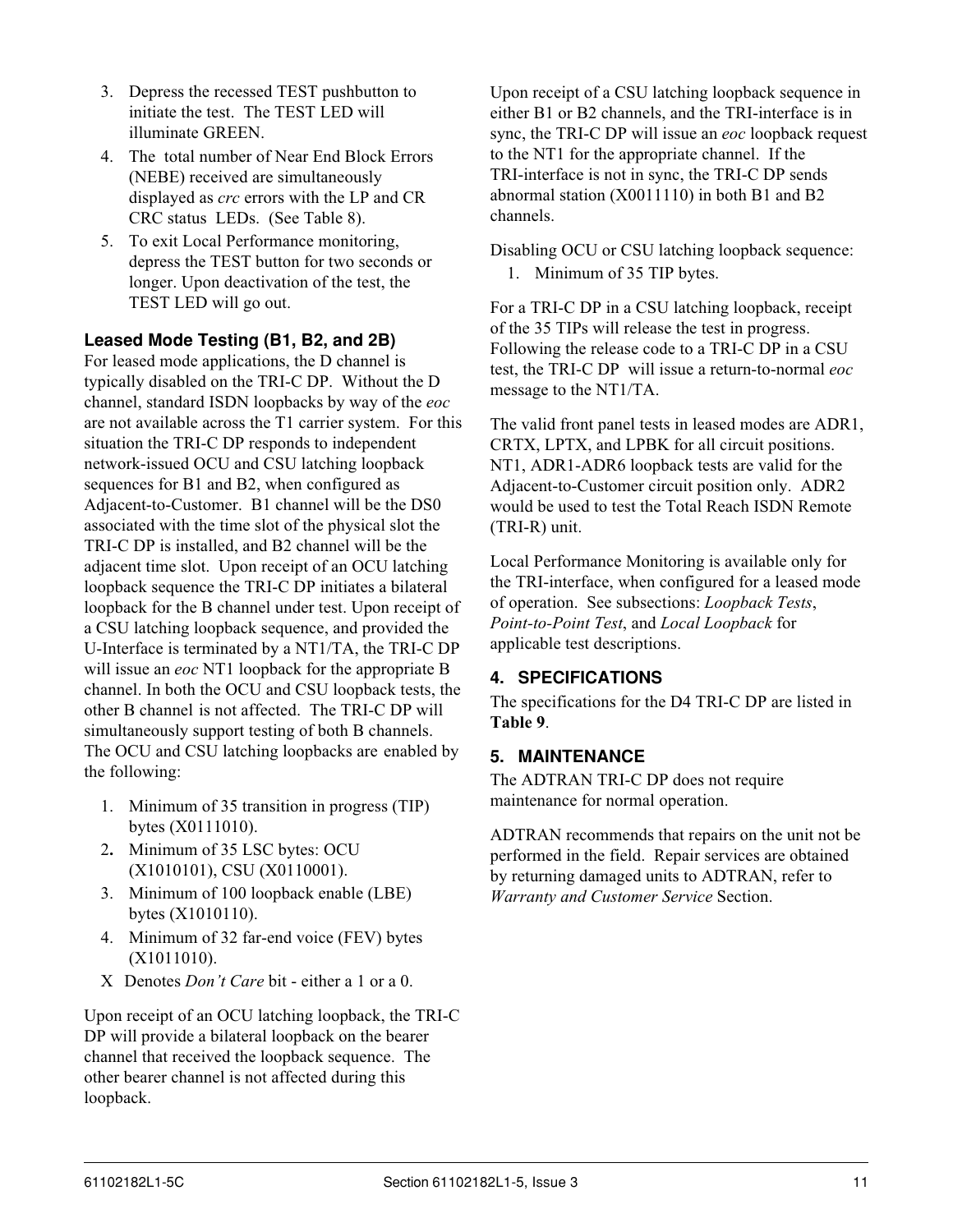3. Depress the recessed TEST pushbutton to initiate the test. The TEST LED will illuminate GREEN.
4. The total number of Near End Block Errors (NEBE) received are simultaneously displayed as *crc* errors with the LP and CR CRC status LEDs. (See Table 8).
5. To exit Local Performance monitoring, depress the TEST button for two seconds or longer. Upon deactivation of the test, the TEST LED will go out.

### Leased Mode Testing (B1, B2, and 2B)

For leased mode applications, the D channel is typically disabled on the TRI-C DP. Without the D channel, standard ISDN loopbacks by way of the *eoc* are not available across the T1 carrier system. For this situation the TRI-C DP responds to independent network-issued OCU and CSU latching loopback sequences for B1 and B2, when configured as Adjacent-to-Customer. B1 channel will be the DS0 associated with the time slot of the physical slot the TRI-C DP is installed, and B2 channel will be the adjacent time slot. Upon receipt of an OCU latching loopback sequence the TRI-C DP initiates a bilateral loopback for the B channel under test. Upon receipt of a CSU latching loopback sequence, and provided the U-Interface is terminated by a NT1/TA, the TRI-C DP will issue an *eoc* NT1 loopback for the appropriate B channel. In both the OCU and CSU loopback tests, the other B channel is not affected. The TRI-C DP will simultaneously support testing of both B channels. The OCU and CSU latching loopbacks are enabled by the following:

1. Minimum of 35 transition in progress (TIP) bytes (X0111010).
2. Minimum of 35 LSC bytes: OCU (X1010101), CSU (X0110001).
3. Minimum of 100 loopback enable (LBE) bytes (X1010110).
4. Minimum of 32 far-end voice (FEV) bytes (X1011010).

X Denotes *Don't Care* bit - either a 1 or a 0.

Upon receipt of an OCU latching loopback, the TRI-C DP will provide a bilateral loopback on the bearer channel that received the loopback sequence. The other bearer channel is not affected during this loopback.

Upon receipt of a CSU latching loopback sequence in either B1 or B2 channels, and the TRI-interface is in sync, the TRI-C DP will issue an *eoc* loopback request to the NT1 for the appropriate channel. If the TRI-interface is not in sync, the TRI-C DP sends abnormal station (X0011110) in both B1 and B2 channels.

Disabling OCU or CSU latching loopback sequence:

1. Minimum of 35 TIP bytes.

For a TRI-C DP in a CSU latching loopback, receipt of the 35 TIPs will release the test in progress. Following the release code to a TRI-C DP in a CSU test, the TRI-C DP will issue a return-to-normal *eoc* message to the NT1/TA.

The valid front panel tests in leased modes are ADR1, CRTX, LPTX, and LPBK for all circuit positions. NT1, ADR1-ADR6 loopback tests are valid for the Adjacent-to-Customer circuit position only. ADR2 would be used to test the Total Reach ISDN Remote (TRI-R) unit.

Local Performance Monitoring is available only for the TRI-interface, when configured for a leased mode of operation. See subsections: *Loopback Tests*, *Point-to-Point Test*, and *Local Loopback* for applicable test descriptions.

## 4. SPECIFICATIONS

The specifications for the D4 TRI-C DP are listed in **Table 9**.

## 5. MAINTENANCE

The ADTRAN TRI-C DP does not require maintenance for normal operation.

ADTRAN recommends that repairs on the unit not be performed in the field. Repair services are obtained by returning damaged units to ADTRAN, refer to *Warranty and Customer Service* Section.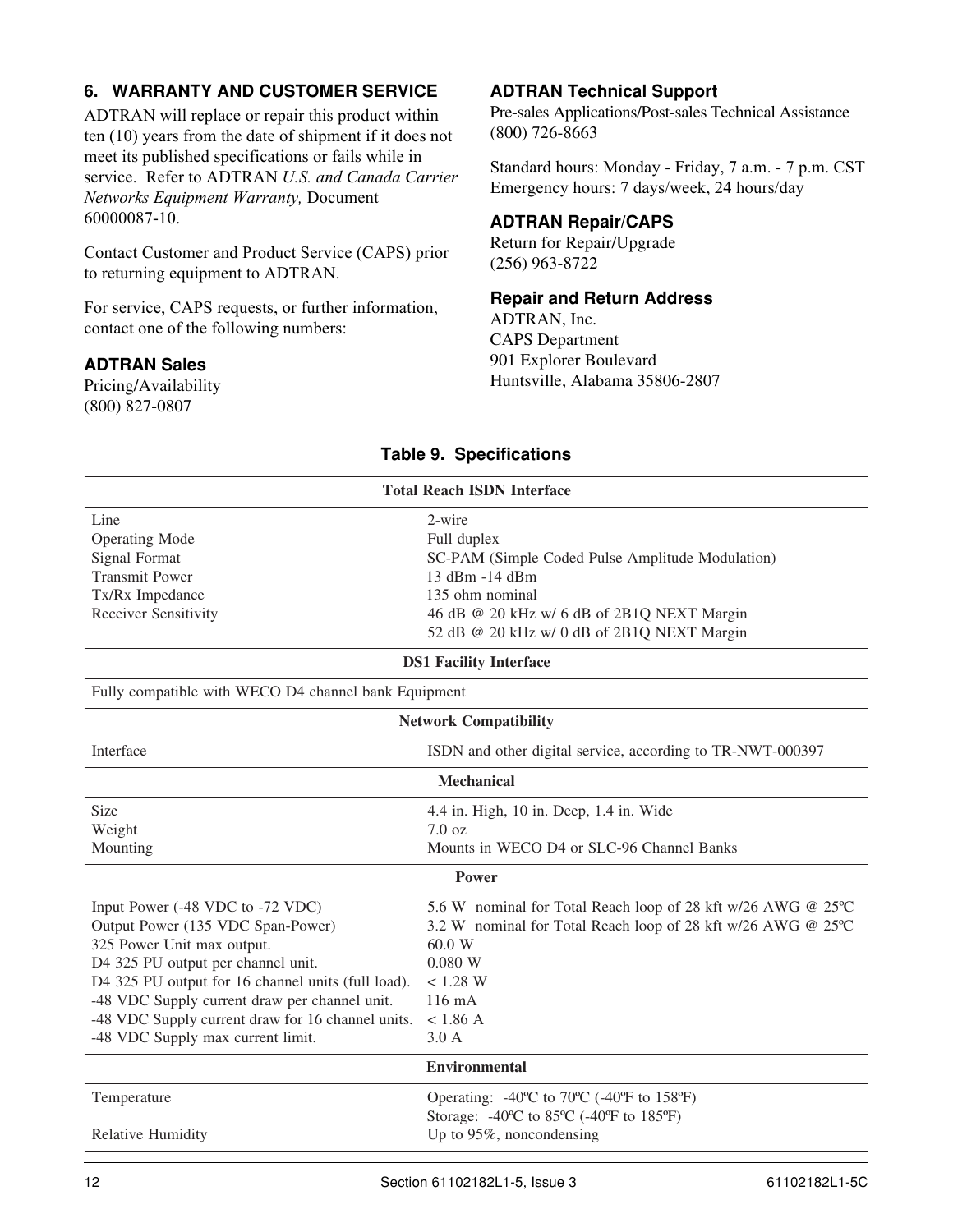## 6. WARRANTY AND CUSTOMER SERVICE

ADTRAN will replace or repair this product within ten (10) years from the date of shipment if it does not meet its published specifications or fails while in service. Refer to ADTRAN *U.S. and Canada Carrier Networks Equipment Warranty,* Document 60000087-10.

Contact Customer and Product Service (CAPS) prior to returning equipment to ADTRAN.

For service, CAPS requests, or further information, contact one of the following numbers:

### ADTRAN Sales

Pricing/Availability
(800) 827-0807

### ADTRAN Technical Support

Pre-sales Applications/Post-sales Technical Assistance
(800) 726-8663

Standard hours: Monday - Friday, 7 a.m. - 7 p.m. CST
Emergency hours: 7 days/week, 24 hours/day

### ADTRAN Repair/CAPS

Return for Repair/Upgrade
(256) 963-8722

### Repair and Return Address

ADTRAN, Inc.
CAPS Department
901 Explorer Boulevard
Huntsville, Alabama 35806-2807

**Table 9. Specifications**

| | |
|---|---|
| **Total Reach ISDN Interface** | |
| Line<br>Operating Mode<br>Signal Format<br>Transmit Power<br>Tx/Rx Impedance<br>Receiver Sensitivity | 2-wire<br>Full duplex<br>SC-PAM (Simple Coded Pulse Amplitude Modulation)<br>13 dBm -14 dBm<br>135 ohm nominal<br>46 dB @ 20 kHz w/ 6 dB of 2B1Q NEXT Margin<br>52 dB @ 20 kHz w/ 0 dB of 2B1Q NEXT Margin |
| **DS1 Facility Interface** | |
| Fully compatible with WECO D4 channel bank Equipment | |
| **Network Compatibility** | |
| Interface | ISDN and other digital service, according to TR-NWT-000397 |
| **Mechanical** | |
| Size<br>Weight<br>Mounting | 4.4 in. High, 10 in. Deep, 1.4 in. Wide<br>7.0 oz<br>Mounts in WECO D4 or SLC-96 Channel Banks |
| **Power** | |
| Input Power (-48 VDC to -72 VDC)<br>Output Power (135 VDC Span-Power)<br>325 Power Unit max output.<br>D4 325 PU output per channel unit.<br>D4 325 PU output for 16 channel units (full load).<br>-48 VDC Supply current draw per channel unit.<br>-48 VDC Supply current draw for 16 channel units.<br>-48 VDC Supply max current limit. | 5.6 W nominal for Total Reach loop of 28 kft w/26 AWG @ 25ºC<br>3.2 W nominal for Total Reach loop of 28 kft w/26 AWG @ 25ºC<br>60.0 W<br>0.080 W<br>< 1.28 W<br>116 mA<br>< 1.86 A<br>3.0 A |
| **Environmental** | |
| Temperature<br><br>Relative Humidity | Operating: -40ºC to 70ºC (-40ºF to 158ºF)<br>Storage: -40ºC to 85ºC (-40ºF to 185ºF)<br>Up to 95%, noncondensing |